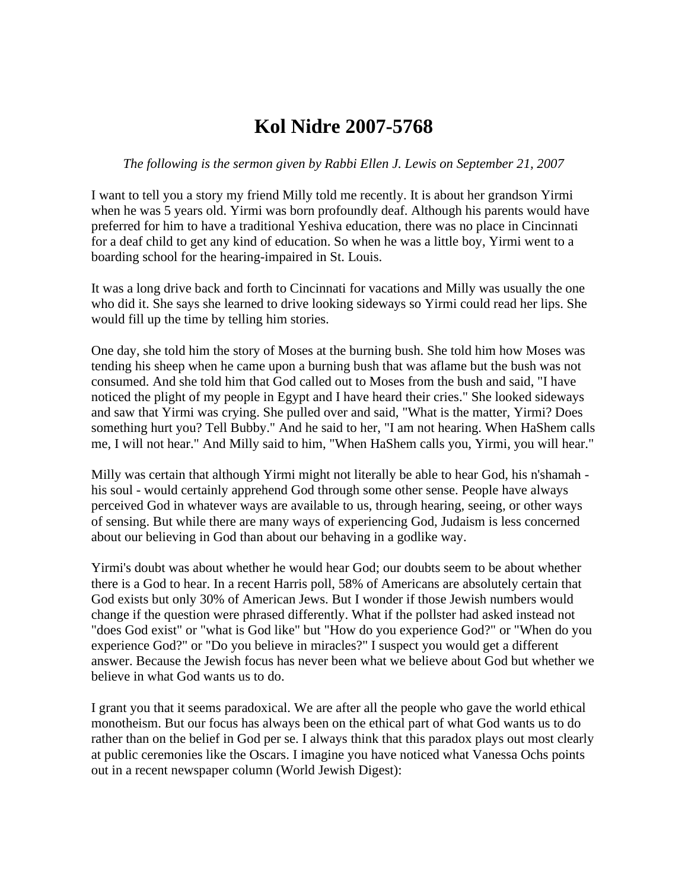# Kol Nidre 2007-5768

*The following is the sermon given by Rabbi Ellen J. Lewis on September 21, 2007*

I want to tell you a story my friend Milly told me recently. It is about her grandson Yirmi when he was 5 years old. Yirmi was born profoundly deaf. Although his parents would have preferred for him to have a traditional Yeshiva education, there was no place in Cincinnati for a deaf child to get any kind of education. So when he was a little boy, Yirmi went to a boarding school for the hearing-impaired in St. Louis.

It was a long drive back and forth to Cincinnati for vacations and Milly was usually the one who did it. She says she learned to drive looking sideways so Yirmi could read her lips. She would fill up the time by telling him stories.

One day, she told him the story of Moses at the burning bush. She told him how Moses was tending his sheep when he came upon a burning bush that was aflame but the bush was not consumed. And she told him that God called out to Moses from the bush and said, "I have noticed the plight of my people in Egypt and I have heard their cries." She looked sideways and saw that Yirmi was crying. She pulled over and said, "What is the matter, Yirmi? Does something hurt you? Tell Bubby." And he said to her, "I am not hearing. When HaShem calls me, I will not hear." And Milly said to him, "When HaShem calls you, Yirmi, you will hear."

Milly was certain that although Yirmi might not literally be able to hear God, his n'shamah - his soul - would certainly apprehend God through some other sense. People have always perceived God in whatever ways are available to us, through hearing, seeing, or other ways of sensing. But while there are many ways of experiencing God, Judaism is less concerned about our believing in God than about our behaving in a godlike way.

Yirmi's doubt was about whether he would hear God; our doubts seem to be about whether there is a God to hear. In a recent Harris poll, 58% of Americans are absolutely certain that God exists but only 30% of American Jews. But I wonder if those Jewish numbers would change if the question were phrased differently. What if the pollster had asked instead not "does God exist" or "what is God like" but "How do you experience God?" or "When do you experience God?" or "Do you believe in miracles?" I suspect you would get a different answer. Because the Jewish focus has never been what we believe about God but whether we believe in what God wants us to do.

I grant you that it seems paradoxical. We are after all the people who gave the world ethical monotheism. But our focus has always been on the ethical part of what God wants us to do rather than on the belief in God per se. I always think that this paradox plays out most clearly at public ceremonies like the Oscars. I imagine you have noticed what Vanessa Ochs points out in a recent newspaper column (World Jewish Digest):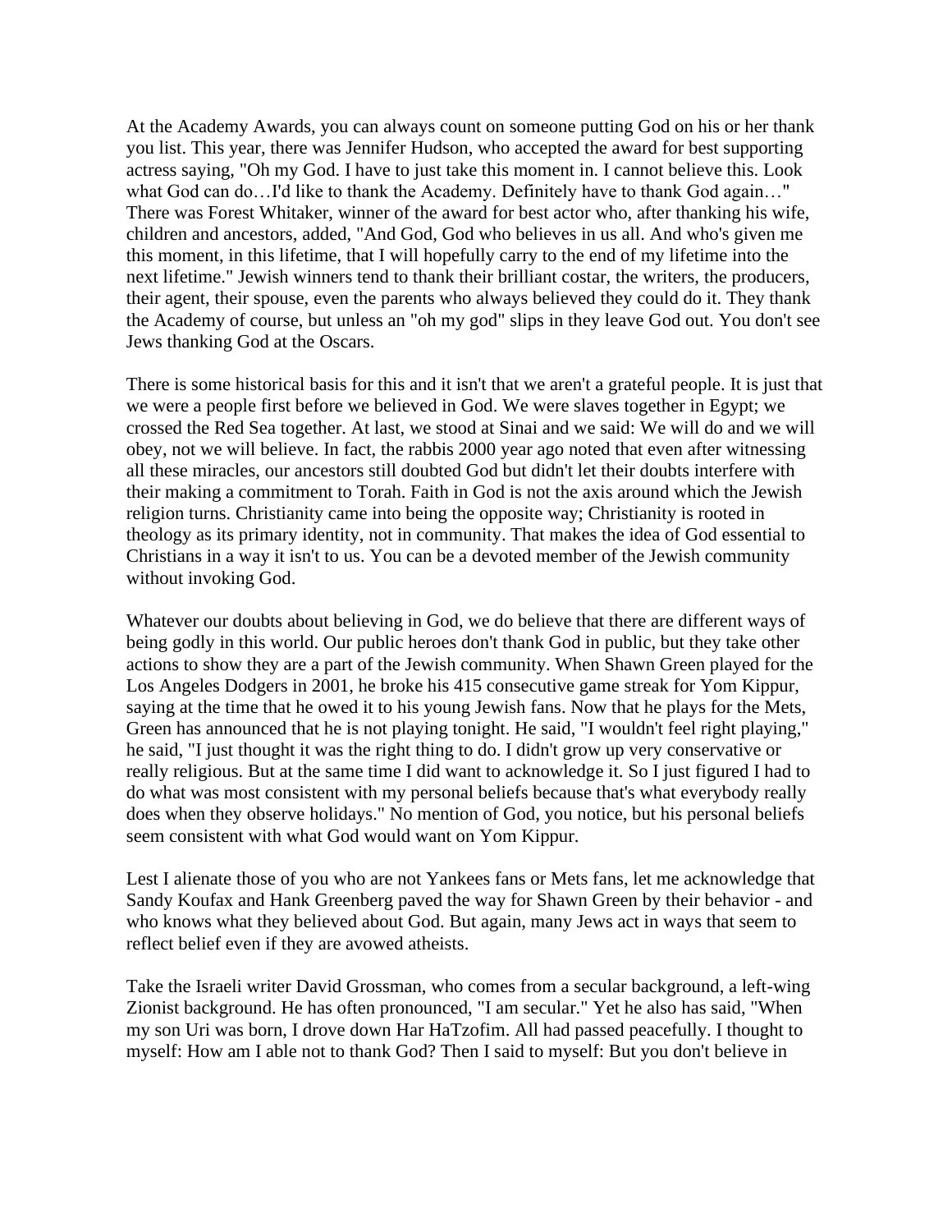At the Academy Awards, you can always count on someone putting God on his or her thank you list. This year, there was Jennifer Hudson, who accepted the award for best supporting actress saying, "Oh my God. I have to just take this moment in. I cannot believe this. Look what God can do…I'd like to thank the Academy. Definitely have to thank God again…" There was Forest Whitaker, winner of the award for best actor who, after thanking his wife, children and ancestors, added, "And God, God who believes in us all. And who's given me this moment, in this lifetime, that I will hopefully carry to the end of my lifetime into the next lifetime." Jewish winners tend to thank their brilliant costar, the writers, the producers, their agent, their spouse, even the parents who always believed they could do it. They thank the Academy of course, but unless an "oh my god" slips in they leave God out. You don't see Jews thanking God at the Oscars.

There is some historical basis for this and it isn't that we aren't a grateful people. It is just that we were a people first before we believed in God. We were slaves together in Egypt; we crossed the Red Sea together. At last, we stood at Sinai and we said: We will do and we will obey, not we will believe. In fact, the rabbis 2000 year ago noted that even after witnessing all these miracles, our ancestors still doubted God but didn't let their doubts interfere with their making a commitment to Torah. Faith in God is not the axis around which the Jewish religion turns. Christianity came into being the opposite way; Christianity is rooted in theology as its primary identity, not in community. That makes the idea of God essential to Christians in a way it isn't to us. You can be a devoted member of the Jewish community without invoking God.

Whatever our doubts about believing in God, we do believe that there are different ways of being godly in this world. Our public heroes don't thank God in public, but they take other actions to show they are a part of the Jewish community. When Shawn Green played for the Los Angeles Dodgers in 2001, he broke his 415 consecutive game streak for Yom Kippur, saying at the time that he owed it to his young Jewish fans. Now that he plays for the Mets, Green has announced that he is not playing tonight. He said, "I wouldn't feel right playing," he said, "I just thought it was the right thing to do. I didn't grow up very conservative or really religious. But at the same time I did want to acknowledge it. So I just figured I had to do what was most consistent with my personal beliefs because that's what everybody really does when they observe holidays." No mention of God, you notice, but his personal beliefs seem consistent with what God would want on Yom Kippur.

Lest I alienate those of you who are not Yankees fans or Mets fans, let me acknowledge that Sandy Koufax and Hank Greenberg paved the way for Shawn Green by their behavior - and who knows what they believed about God. But again, many Jews act in ways that seem to reflect belief even if they are avowed atheists.

Take the Israeli writer David Grossman, who comes from a secular background, a left-wing Zionist background. He has often pronounced, "I am secular." Yet he also has said, "When my son Uri was born, I drove down Har HaTzofim. All had passed peacefully. I thought to myself: How am I able not to thank God? Then I said to myself: But you don't believe in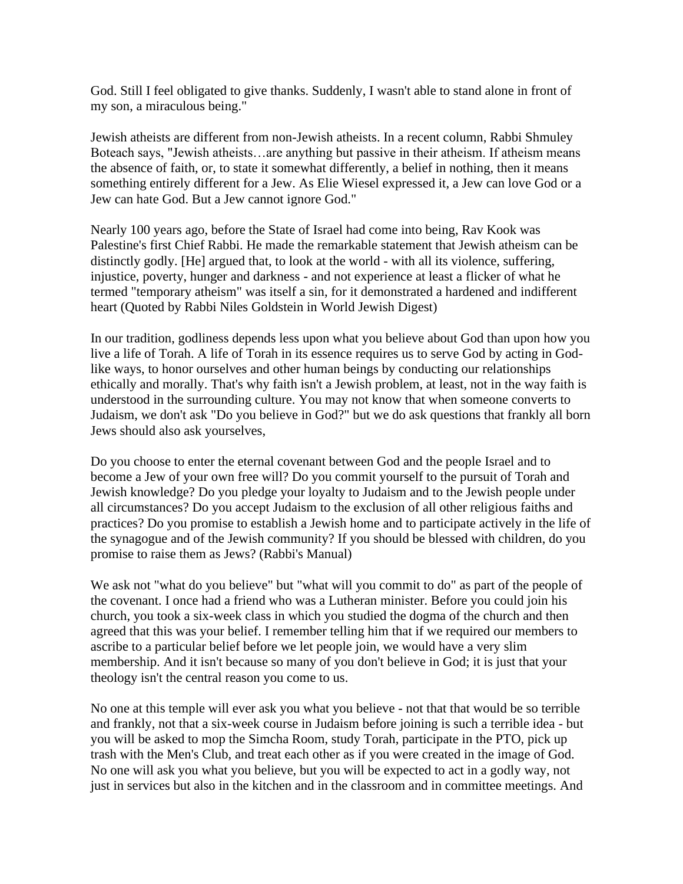God. Still I feel obligated to give thanks. Suddenly, I wasn't able to stand alone in front of my son, a miraculous being."

Jewish atheists are different from non-Jewish atheists. In a recent column, Rabbi Shmuley Boteach says, "Jewish atheists…are anything but passive in their atheism. If atheism means the absence of faith, or, to state it somewhat differently, a belief in nothing, then it means something entirely different for a Jew. As Elie Wiesel expressed it, a Jew can love God or a Jew can hate God. But a Jew cannot ignore God."

Nearly 100 years ago, before the State of Israel had come into being, Rav Kook was Palestine's first Chief Rabbi. He made the remarkable statement that Jewish atheism can be distinctly godly. [He] argued that, to look at the world - with all its violence, suffering, injustice, poverty, hunger and darkness - and not experience at least a flicker of what he termed "temporary atheism" was itself a sin, for it demonstrated a hardened and indifferent heart (Quoted by Rabbi Niles Goldstein in World Jewish Digest)

In our tradition, godliness depends less upon what you believe about God than upon how you live a life of Torah. A life of Torah in its essence requires us to serve God by acting in God-like ways, to honor ourselves and other human beings by conducting our relationships ethically and morally. That's why faith isn't a Jewish problem, at least, not in the way faith is understood in the surrounding culture. You may not know that when someone converts to Judaism, we don't ask "Do you believe in God?" but we do ask questions that frankly all born Jews should also ask yourselves,

Do you choose to enter the eternal covenant between God and the people Israel and to become a Jew of your own free will? Do you commit yourself to the pursuit of Torah and Jewish knowledge? Do you pledge your loyalty to Judaism and to the Jewish people under all circumstances? Do you accept Judaism to the exclusion of all other religious faiths and practices? Do you promise to establish a Jewish home and to participate actively in the life of the synagogue and of the Jewish community? If you should be blessed with children, do you promise to raise them as Jews? (Rabbi's Manual)

We ask not "what do you believe" but "what will you commit to do" as part of the people of the covenant. I once had a friend who was a Lutheran minister. Before you could join his church, you took a six-week class in which you studied the dogma of the church and then agreed that this was your belief. I remember telling him that if we required our members to ascribe to a particular belief before we let people join, we would have a very slim membership. And it isn't because so many of you don't believe in God; it is just that your theology isn't the central reason you come to us.

No one at this temple will ever ask you what you believe - not that that would be so terrible and frankly, not that a six-week course in Judaism before joining is such a terrible idea - but you will be asked to mop the Simcha Room, study Torah, participate in the PTO, pick up trash with the Men's Club, and treat each other as if you were created in the image of God. No one will ask you what you believe, but you will be expected to act in a godly way, not just in services but also in the kitchen and in the classroom and in committee meetings. And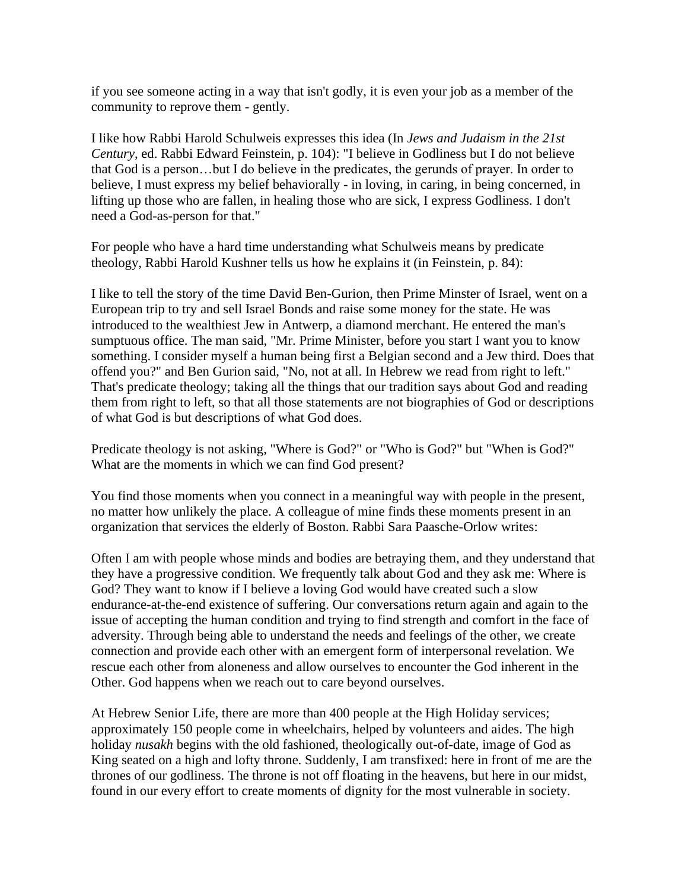if you see someone acting in a way that isn't godly, it is even your job as a member of the community to reprove them - gently.

I like how Rabbi Harold Schulweis expresses this idea (In *Jews and Judaism in the 21st Century*, ed. Rabbi Edward Feinstein, p. 104): "I believe in Godliness but I do not believe that God is a person…but I do believe in the predicates, the gerunds of prayer. In order to believe, I must express my belief behaviorally - in loving, in caring, in being concerned, in lifting up those who are fallen, in healing those who are sick, I express Godliness. I don't need a God-as-person for that."

For people who have a hard time understanding what Schulweis means by predicate theology, Rabbi Harold Kushner tells us how he explains it (in Feinstein, p. 84):

I like to tell the story of the time David Ben-Gurion, then Prime Minster of Israel, went on a European trip to try and sell Israel Bonds and raise some money for the state. He was introduced to the wealthiest Jew in Antwerp, a diamond merchant. He entered the man's sumptuous office. The man said, "Mr. Prime Minister, before you start I want you to know something. I consider myself a human being first a Belgian second and a Jew third. Does that offend you?" and Ben Gurion said, "No, not at all. In Hebrew we read from right to left." That's predicate theology; taking all the things that our tradition says about God and reading them from right to left, so that all those statements are not biographies of God or descriptions of what God is but descriptions of what God does.

Predicate theology is not asking, "Where is God?" or "Who is God?" but "When is God?" What are the moments in which we can find God present?

You find those moments when you connect in a meaningful way with people in the present, no matter how unlikely the place. A colleague of mine finds these moments present in an organization that services the elderly of Boston. Rabbi Sara Paasche-Orlow writes:

Often I am with people whose minds and bodies are betraying them, and they understand that they have a progressive condition. We frequently talk about God and they ask me: Where is God? They want to know if I believe a loving God would have created such a slow endurance-at-the-end existence of suffering. Our conversations return again and again to the issue of accepting the human condition and trying to find strength and comfort in the face of adversity. Through being able to understand the needs and feelings of the other, we create connection and provide each other with an emergent form of interpersonal revelation. We rescue each other from aloneness and allow ourselves to encounter the God inherent in the Other. God happens when we reach out to care beyond ourselves.

At Hebrew Senior Life, there are more than 400 people at the High Holiday services; approximately 150 people come in wheelchairs, helped by volunteers and aides. The high holiday *nusakh* begins with the old fashioned, theologically out-of-date, image of God as King seated on a high and lofty throne. Suddenly, I am transfixed: here in front of me are the thrones of our godliness. The throne is not off floating in the heavens, but here in our midst, found in our every effort to create moments of dignity for the most vulnerable in society.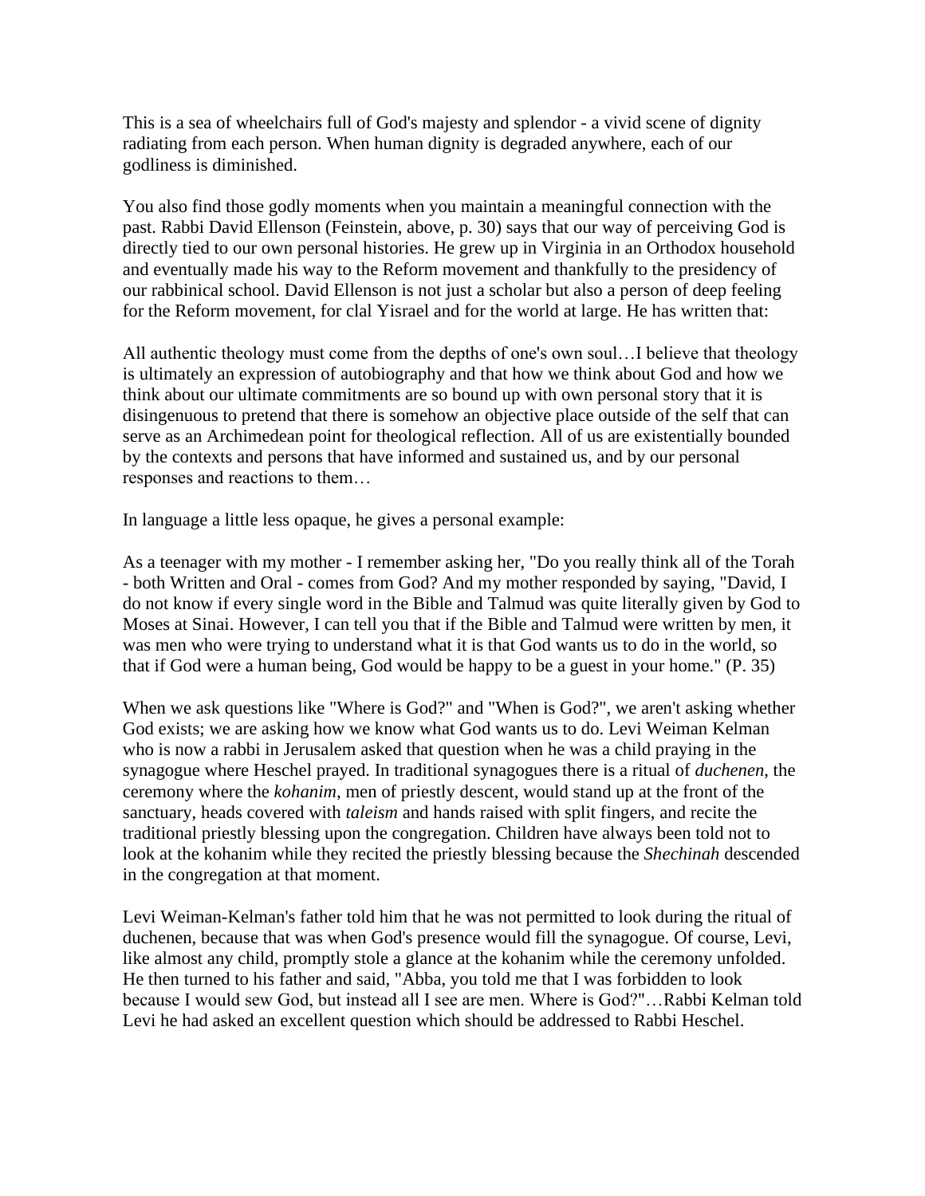This is a sea of wheelchairs full of God's majesty and splendor - a vivid scene of dignity radiating from each person. When human dignity is degraded anywhere, each of our godliness is diminished.

You also find those godly moments when you maintain a meaningful connection with the past. Rabbi David Ellenson (Feinstein, above, p. 30) says that our way of perceiving God is directly tied to our own personal histories. He grew up in Virginia in an Orthodox household and eventually made his way to the Reform movement and thankfully to the presidency of our rabbinical school. David Ellenson is not just a scholar but also a person of deep feeling for the Reform movement, for clal Yisrael and for the world at large. He has written that:

All authentic theology must come from the depths of one's own soul…I believe that theology is ultimately an expression of autobiography and that how we think about God and how we think about our ultimate commitments are so bound up with own personal story that it is disingenuous to pretend that there is somehow an objective place outside of the self that can serve as an Archimedean point for theological reflection. All of us are existentially bounded by the contexts and persons that have informed and sustained us, and by our personal responses and reactions to them…

In language a little less opaque, he gives a personal example:

As a teenager with my mother - I remember asking her, "Do you really think all of the Torah - both Written and Oral - comes from God? And my mother responded by saying, "David, I do not know if every single word in the Bible and Talmud was quite literally given by God to Moses at Sinai. However, I can tell you that if the Bible and Talmud were written by men, it was men who were trying to understand what it is that God wants us to do in the world, so that if God were a human being, God would be happy to be a guest in your home." (P. 35)

When we ask questions like "Where is God?" and "When is God?", we aren't asking whether God exists; we are asking how we know what God wants us to do. Levi Weiman Kelman who is now a rabbi in Jerusalem asked that question when he was a child praying in the synagogue where Heschel prayed. In traditional synagogues there is a ritual of *duchenen*, the ceremony where the *kohanim*, men of priestly descent, would stand up at the front of the sanctuary, heads covered with *taleism* and hands raised with split fingers, and recite the traditional priestly blessing upon the congregation. Children have always been told not to look at the kohanim while they recited the priestly blessing because the *Shechinah* descended in the congregation at that moment.

Levi Weiman-Kelman's father told him that he was not permitted to look during the ritual of duchenen, because that was when God's presence would fill the synagogue. Of course, Levi, like almost any child, promptly stole a glance at the kohanim while the ceremony unfolded. He then turned to his father and said, "Abba, you told me that I was forbidden to look because I would sew God, but instead all I see are men. Where is God?"…Rabbi Kelman told Levi he had asked an excellent question which should be addressed to Rabbi Heschel.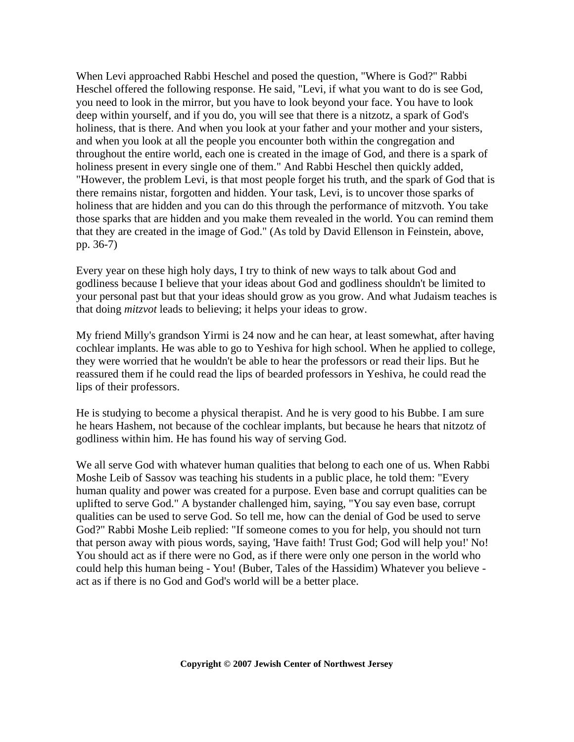When Levi approached Rabbi Heschel and posed the question, "Where is God?" Rabbi Heschel offered the following response. He said, "Levi, if what you want to do is see God, you need to look in the mirror, but you have to look beyond your face. You have to look deep within yourself, and if you do, you will see that there is a nitzotz, a spark of God's holiness, that is there. And when you look at your father and your mother and your sisters, and when you look at all the people you encounter both within the congregation and throughout the entire world, each one is created in the image of God, and there is a spark of holiness present in every single one of them." And Rabbi Heschel then quickly added, "However, the problem Levi, is that most people forget his truth, and the spark of God that is there remains nistar, forgotten and hidden. Your task, Levi, is to uncover those sparks of holiness that are hidden and you can do this through the performance of mitzvoth. You take those sparks that are hidden and you make them revealed in the world. You can remind them that they are created in the image of God." (As told by David Ellenson in Feinstein, above, pp. 36-7)

Every year on these high holy days, I try to think of new ways to talk about God and godliness because I believe that your ideas about God and godliness shouldn't be limited to your personal past but that your ideas should grow as you grow. And what Judaism teaches is that doing *mitzvot* leads to believing; it helps your ideas to grow.

My friend Milly's grandson Yirmi is 24 now and he can hear, at least somewhat, after having cochlear implants. He was able to go to Yeshiva for high school. When he applied to college, they were worried that he wouldn't be able to hear the professors or read their lips. But he reassured them if he could read the lips of bearded professors in Yeshiva, he could read the lips of their professors.

He is studying to become a physical therapist. And he is very good to his Bubbe. I am sure he hears Hashem, not because of the cochlear implants, but because he hears that nitzotz of godliness within him. He has found his way of serving God.

We all serve God with whatever human qualities that belong to each one of us. When Rabbi Moshe Leib of Sassov was teaching his students in a public place, he told them: "Every human quality and power was created for a purpose. Even base and corrupt qualities can be uplifted to serve God." A bystander challenged him, saying, "You say even base, corrupt qualities can be used to serve God. So tell me, how can the denial of God be used to serve God?" Rabbi Moshe Leib replied: "If someone comes to you for help, you should not turn that person away with pious words, saying, 'Have faith! Trust God; God will help you!' No! You should act as if there were no God, as if there were only one person in the world who could help this human being - You! (Buber, Tales of the Hassidim) Whatever you believe - act as if there is no God and God's world will be a better place.

**Copyright © 2007 Jewish Center of Northwest Jersey**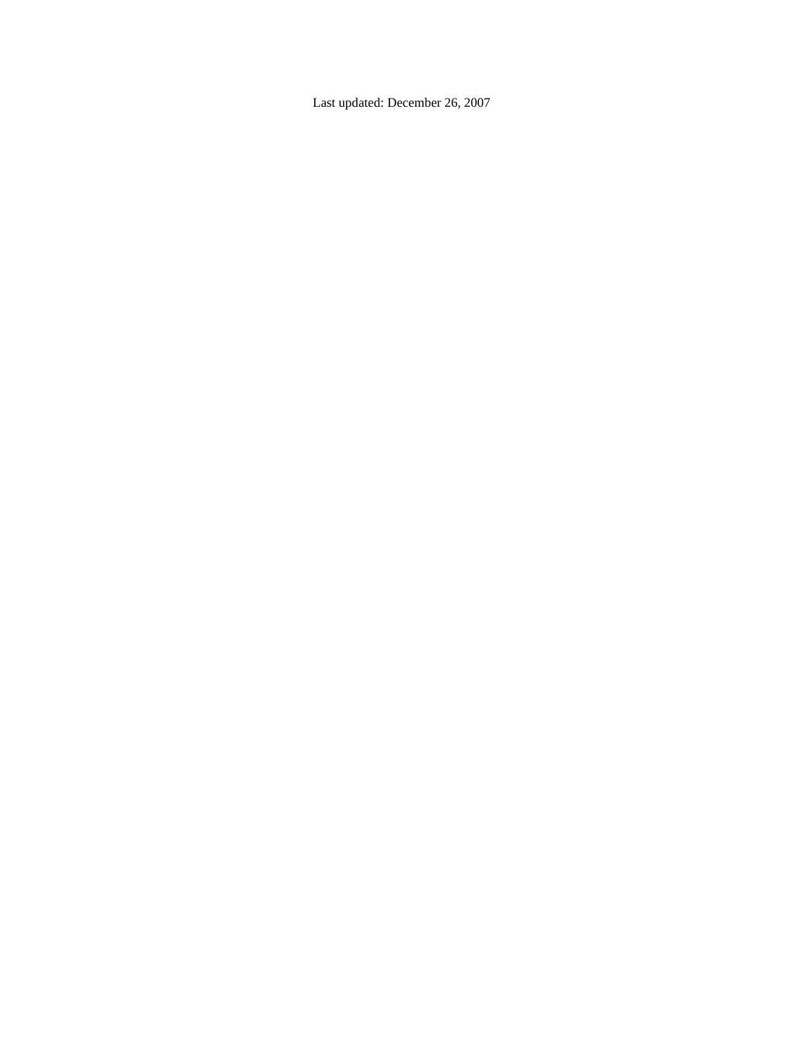Last updated: December 26, 2007